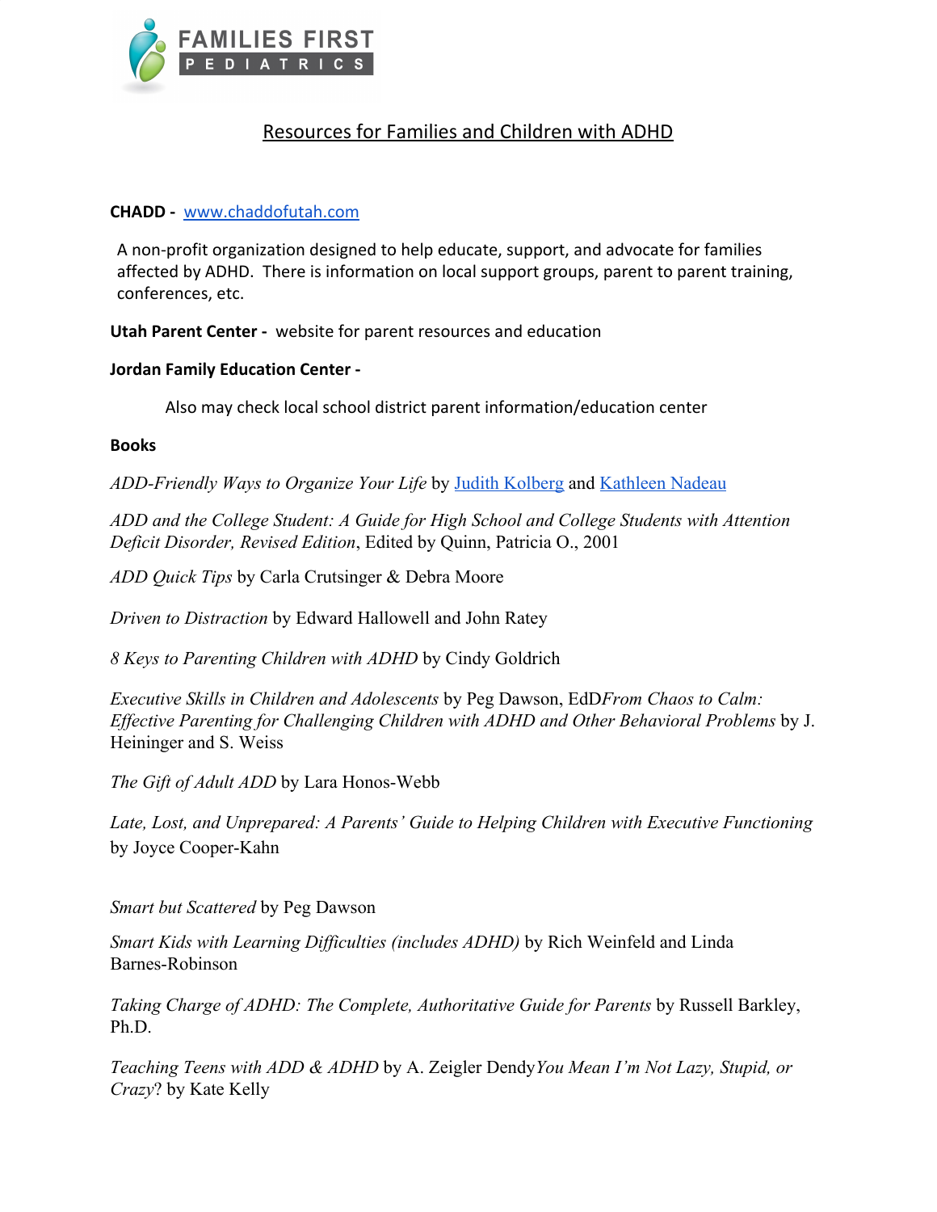FAMILIES FIRST PEDIATRICS

# Resources for Families and Children with ADHD

**CHADD -** [www.chaddofutah.com](www.chaddofutah.com)

A non-profit organization designed to help educate, support, and advocate for families affected by ADHD. There is information on local support groups, parent to parent training, conferences, etc.

**Utah Parent Center -** website for parent resources and education

**Jordan Family Education Center -**

Also may check local school district parent information/education center

**Books**

*ADD-Friendly Ways to Organize Your Life* by Judith Kolberg and Kathleen Nadeau

*ADD and the College Student: A Guide for High School and College Students with Attention Deficit Disorder, Revised Edition*, Edited by Quinn, Patricia O., 2001

*ADD Quick Tips* by Carla Crutsinger & Debra Moore

*Driven to Distraction* by Edward Hallowell and John Ratey

*8 Keys to Parenting Children with ADHD* by Cindy Goldrich

*Executive Skills in Children and Adolescents* by Peg Dawson, EdD*From Chaos to Calm: Effective Parenting for Challenging Children with ADHD and Other Behavioral Problems* by J. Heininger and S. Weiss

*The Gift of Adult ADD* by Lara Honos-Webb

*Late, Lost, and Unprepared: A Parents' Guide to Helping Children with Executive Functioning* by Joyce Cooper-Kahn

*Smart but Scattered* by Peg Dawson

*Smart Kids with Learning Difficulties (includes ADHD)* by Rich Weinfeld and Linda Barnes-Robinson

*Taking Charge of ADHD: The Complete, Authoritative Guide for Parents* by Russell Barkley, Ph.D.

*Teaching Teens with ADD & ADHD* by A. Zeigler Dendy*You Mean I'm Not Lazy, Stupid, or Crazy*? by Kate Kelly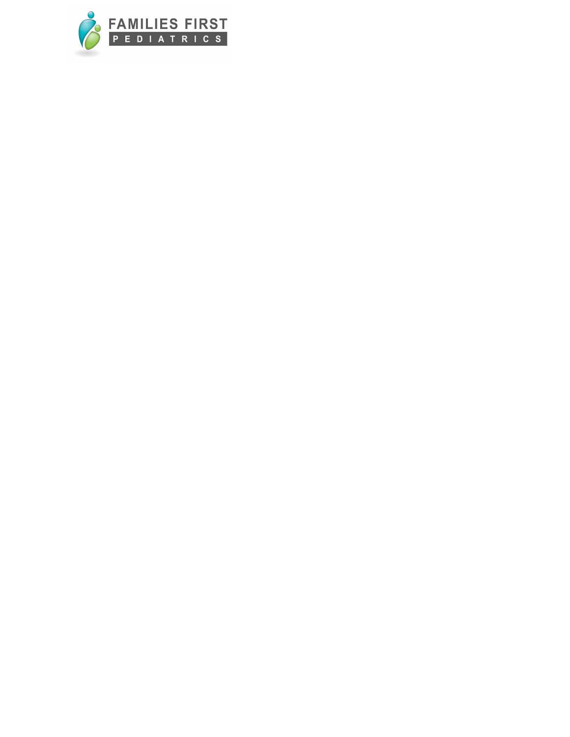FAMILIES FIRST
PEDIATRICS